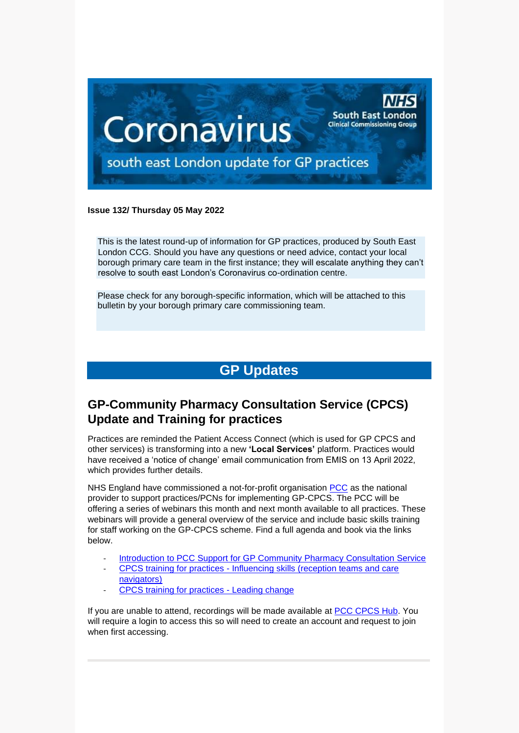**Issue 132/ Thursday 05 May 2022**

This is the latest round-up of information for GP practices, produced by South East London CCG. Should you have any questions or need advice, contact your local borough primary care team in the first instance; they will escalate anything they can't resolve to south east London's Coronavirus co-ordination centre.

Please check for any borough-specific information, which will be attached to this bulletin by your borough primary care commissioning team.

# GP Updates

## GP-Community Pharmacy Consultation Service (CPCS) Update and Training for practices

Practices are reminded the Patient Access Connect (which is used for GP CPCS and other services) is transforming into a new **'Local Services'** platform. Practices would have received a 'notice of change' email communication from EMIS on 13 April 2022, which provides further details.

NHS England have commissioned a not-for-profit organisation PCC as the national provider to support practices/PCNs for implementing GP-CPCS. The PCC will be offering a series of webinars this month and next month available to all practices. These webinars will provide a general overview of the service and include basic skills training for staff working on the GP-CPCS scheme. Find a full agenda and book via the links below.

- Introduction to PCC Support for GP Community Pharmacy Consultation Service
- CPCS training for practices - Influencing skills (reception teams and care navigators)
- CPCS training for practices - Leading change

If you are unable to attend, recordings will be made available at PCC CPCS Hub. You will require a login to access this so will need to create an account and request to join when first accessing.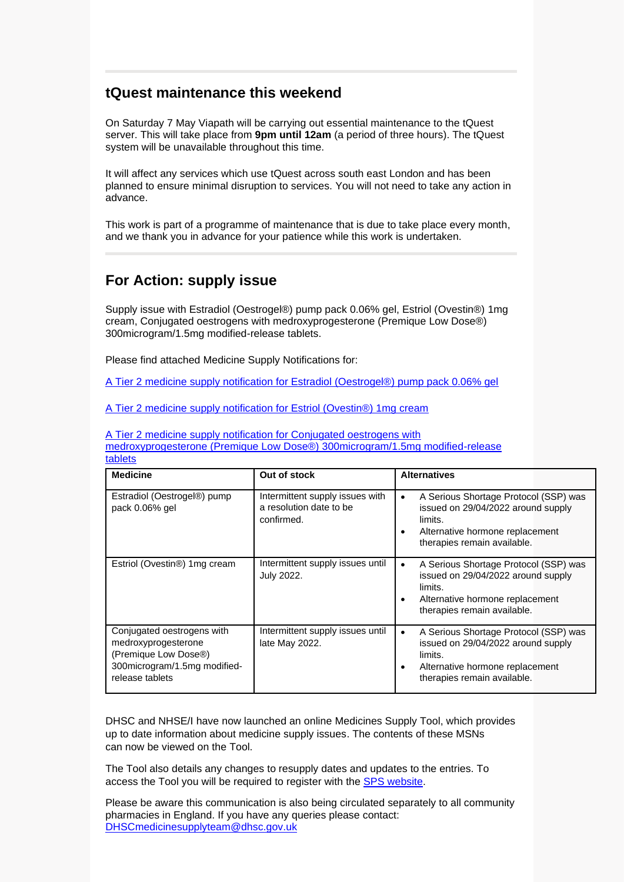## tQuest maintenance this weekend

On Saturday 7 May Viapath will be carrying out essential maintenance to the tQuest server. This will take place from **9pm until 12am** (a period of three hours). The tQuest system will be unavailable throughout this time.

It will affect any services which use tQuest across south east London and has been planned to ensure minimal disruption to services. You will not need to take any action in advance.

This work is part of a programme of maintenance that is due to take place every month, and we thank you in advance for your patience while this work is undertaken.

## For Action: supply issue

Supply issue with Estradiol (Oestrogel®) pump pack 0.06% gel, Estriol (Ovestin®) 1mg cream, Conjugated oestrogens with medroxyprogesterone (Premique Low Dose®) 300microgram/1.5mg modified-release tablets.

Please find attached Medicine Supply Notifications for:

A Tier 2 medicine supply notification for Estradiol (Oestrogel®) pump pack 0.06% gel

A Tier 2 medicine supply notification for Estriol (Ovestin®) 1mg cream

A Tier 2 medicine supply notification for Conjugated oestrogens with medroxyprogesterone (Premique Low Dose®) 300microgram/1.5mg modified-release tablets

| Medicine | Out of stock | Alternatives |
|---|---|---|
| Estradiol (Oestrogel®) pump pack 0.06% gel | Intermittent supply issues with a resolution date to be confirmed. | • A Serious Shortage Protocol (SSP) was issued on 29/04/2022 around supply limits.<br>• Alternative hormone replacement therapies remain available. |
| Estriol (Ovestin®) 1mg cream | Intermittent supply issues until July 2022. | • A Serious Shortage Protocol (SSP) was issued on 29/04/2022 around supply limits.<br>• Alternative hormone replacement therapies remain available. |
| Conjugated oestrogens with medroxyprogesterone (Premique Low Dose®) 300microgram/1.5mg modified-release tablets | Intermittent supply issues until late May 2022. | • A Serious Shortage Protocol (SSP) was issued on 29/04/2022 around supply limits.<br>• Alternative hormone replacement therapies remain available. |

DHSC and NHSE/I have now launched an online Medicines Supply Tool, which provides up to date information about medicine supply issues. The contents of these MSNs can now be viewed on the Tool.

The Tool also details any changes to resupply dates and updates to the entries. To access the Tool you will be required to register with the SPS website.

Please be aware this communication is also being circulated separately to all community pharmacies in England. If you have any queries please contact: DHSCmedicinesupplyteam@dhsc.gov.uk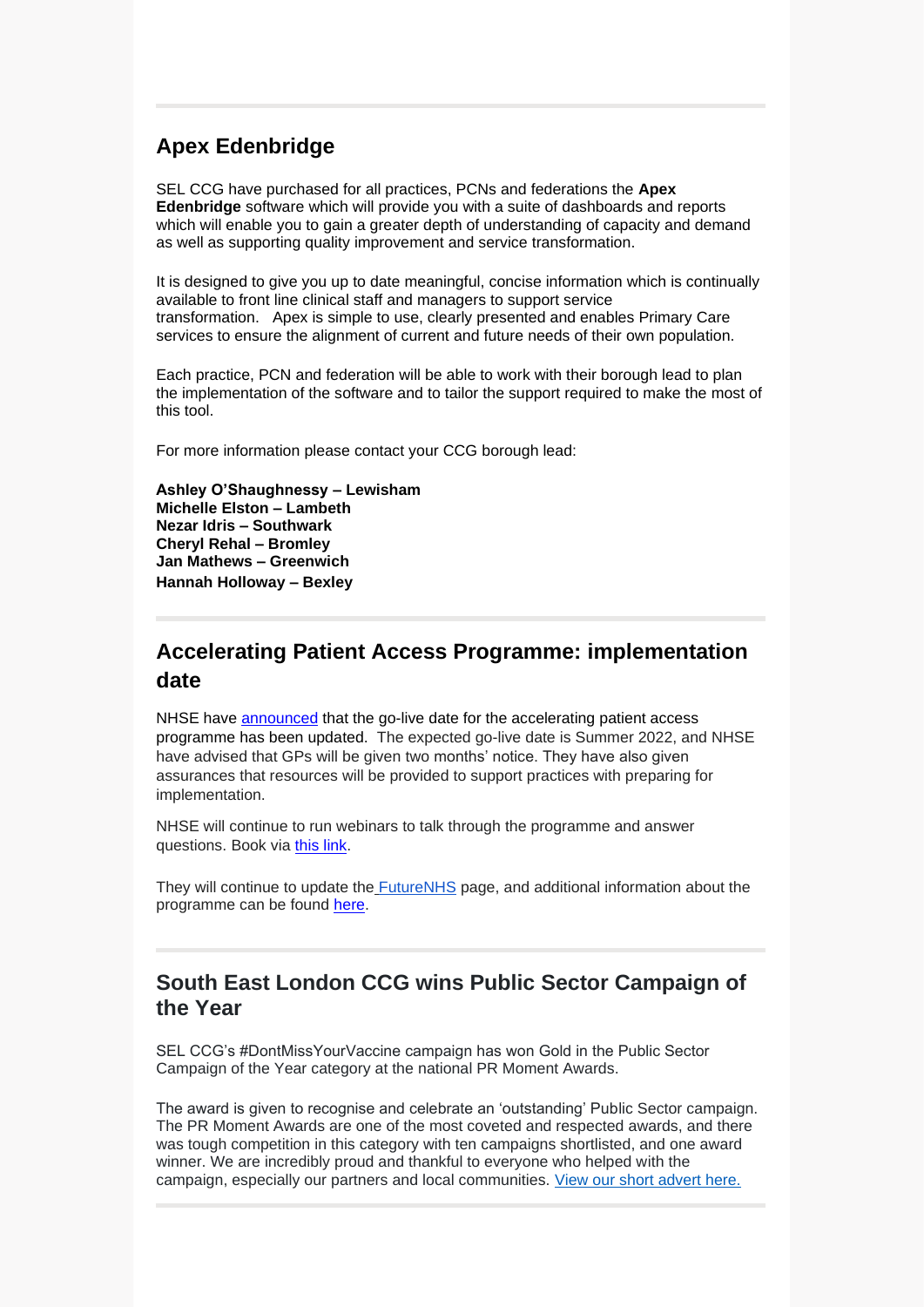## Apex Edenbridge

SEL CCG have purchased for all practices, PCNs and federations the **Apex Edenbridge** software which will provide you with a suite of dashboards and reports which will enable you to gain a greater depth of understanding of capacity and demand as well as supporting quality improvement and service transformation.

It is designed to give you up to date meaningful, concise information which is continually available to front line clinical staff and managers to support service transformation. Apex is simple to use, clearly presented and enables Primary Care services to ensure the alignment of current and future needs of their own population.

Each practice, PCN and federation will be able to work with their borough lead to plan the implementation of the software and to tailor the support required to make the most of this tool.

For more information please contact your CCG borough lead:

**Ashley O'Shaughnessy – Lewisham**
**Michelle Elston – Lambeth**
**Nezar Idris – Southwark**
**Cheryl Rehal – Bromley**
**Jan Mathews – Greenwich**
**Hannah Holloway – Bexley**

## Accelerating Patient Access Programme: implementation date

NHSE have announced that the go-live date for the accelerating patient access programme has been updated. The expected go-live date is Summer 2022, and NHSE have advised that GPs will be given two months' notice. They have also given assurances that resources will be provided to support practices with preparing for implementation.

NHSE will continue to run webinars to talk through the programme and answer questions. Book via this link.

They will continue to update the FutureNHS page, and additional information about the programme can be found here.

## South East London CCG wins Public Sector Campaign of the Year

SEL CCG's #DontMissYourVaccine campaign has won Gold in the Public Sector Campaign of the Year category at the national PR Moment Awards.

The award is given to recognise and celebrate an 'outstanding' Public Sector campaign. The PR Moment Awards are one of the most coveted and respected awards, and there was tough competition in this category with ten campaigns shortlisted, and one award winner. We are incredibly proud and thankful to everyone who helped with the campaign, especially our partners and local communities. View our short advert here.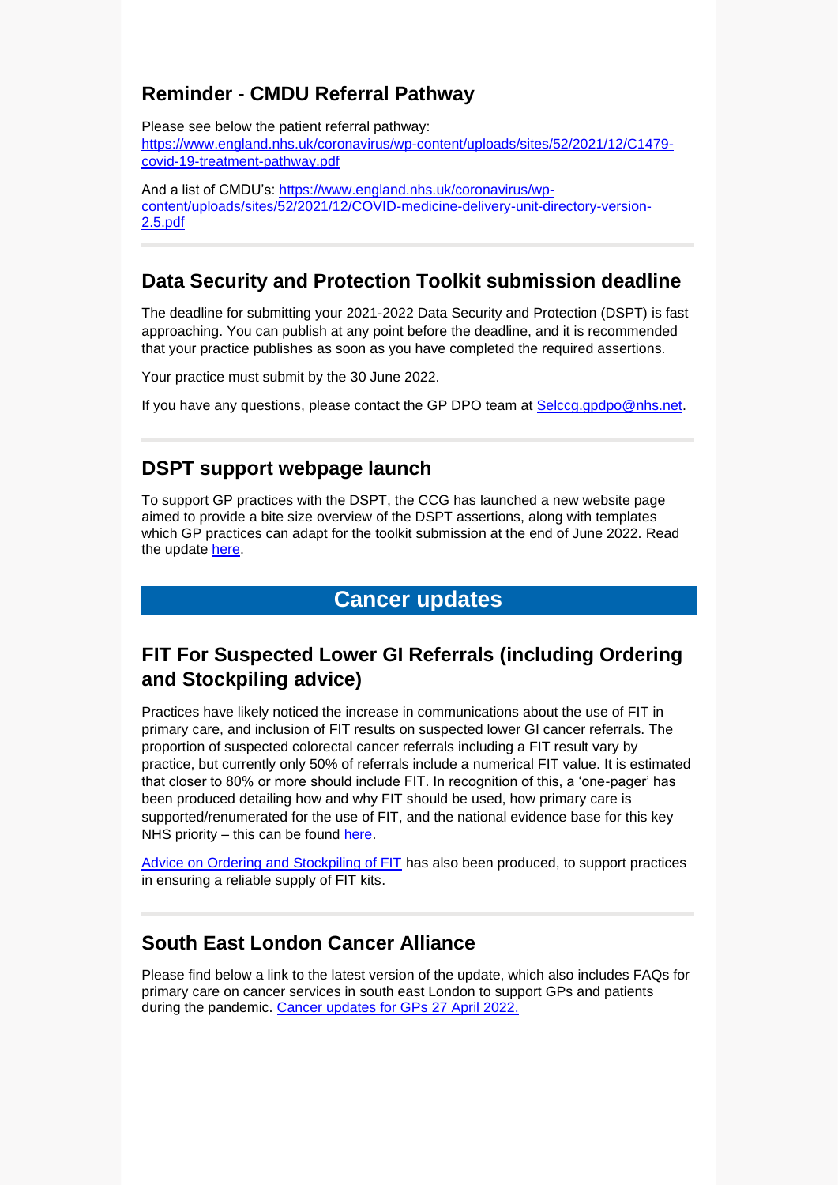## Reminder - CMDU Referral Pathway

Please see below the patient referral pathway: [https://www.england.nhs.uk/coronavirus/wp-content/uploads/sites/52/2021/12/C1479-covid-19-treatment-pathway.pdf](https://www.england.nhs.uk/coronavirus/wp-content/uploads/sites/52/2021/12/C1479-covid-19-treatment-pathway.pdf)

And a list of CMDU's: [https://www.england.nhs.uk/coronavirus/wp-content/uploads/sites/52/2021/12/COVID-medicine-delivery-unit-directory-version-2.5.pdf](https://www.england.nhs.uk/coronavirus/wp-content/uploads/sites/52/2021/12/COVID-medicine-delivery-unit-directory-version-2.5.pdf)

---

## Data Security and Protection Toolkit submission deadline

The deadline for submitting your 2021-2022 Data Security and Protection (DSPT) is fast approaching. You can publish at any point before the deadline, and it is recommended that your practice publishes as soon as you have completed the required assertions.

Your practice must submit by the 30 June 2022.

If you have any questions, please contact the GP DPO team at [Selccg.gpdpo@nhs.net](mailto:Selccg.gpdpo@nhs.net).

---

## DSPT support webpage launch

To support GP practices with the DSPT, the CCG has launched a new website page aimed to provide a bite size overview of the DSPT assertions, along with templates which GP practices can adapt for the toolkit submission at the end of June 2022. Read the update here.

# Cancer updates

## FIT For Suspected Lower GI Referrals (including Ordering and Stockpiling advice)

Practices have likely noticed the increase in communications about the use of FIT in primary care, and inclusion of FIT results on suspected lower GI cancer referrals. The proportion of suspected colorectal cancer referrals including a FIT result vary by practice, but currently only 50% of referrals include a numerical FIT value. It is estimated that closer to 80% or more should include FIT. In recognition of this, a 'one-pager' has been produced detailing how and why FIT should be used, how primary care is supported/renumerated for the use of FIT, and the national evidence base for this key NHS priority – this can be found here.

Advice on Ordering and Stockpiling of FIT has also been produced, to support practices in ensuring a reliable supply of FIT kits.

---

## South East London Cancer Alliance

Please find below a link to the latest version of the update, which also includes FAQs for primary care on cancer services in south east London to support GPs and patients during the pandemic. Cancer updates for GPs 27 April 2022.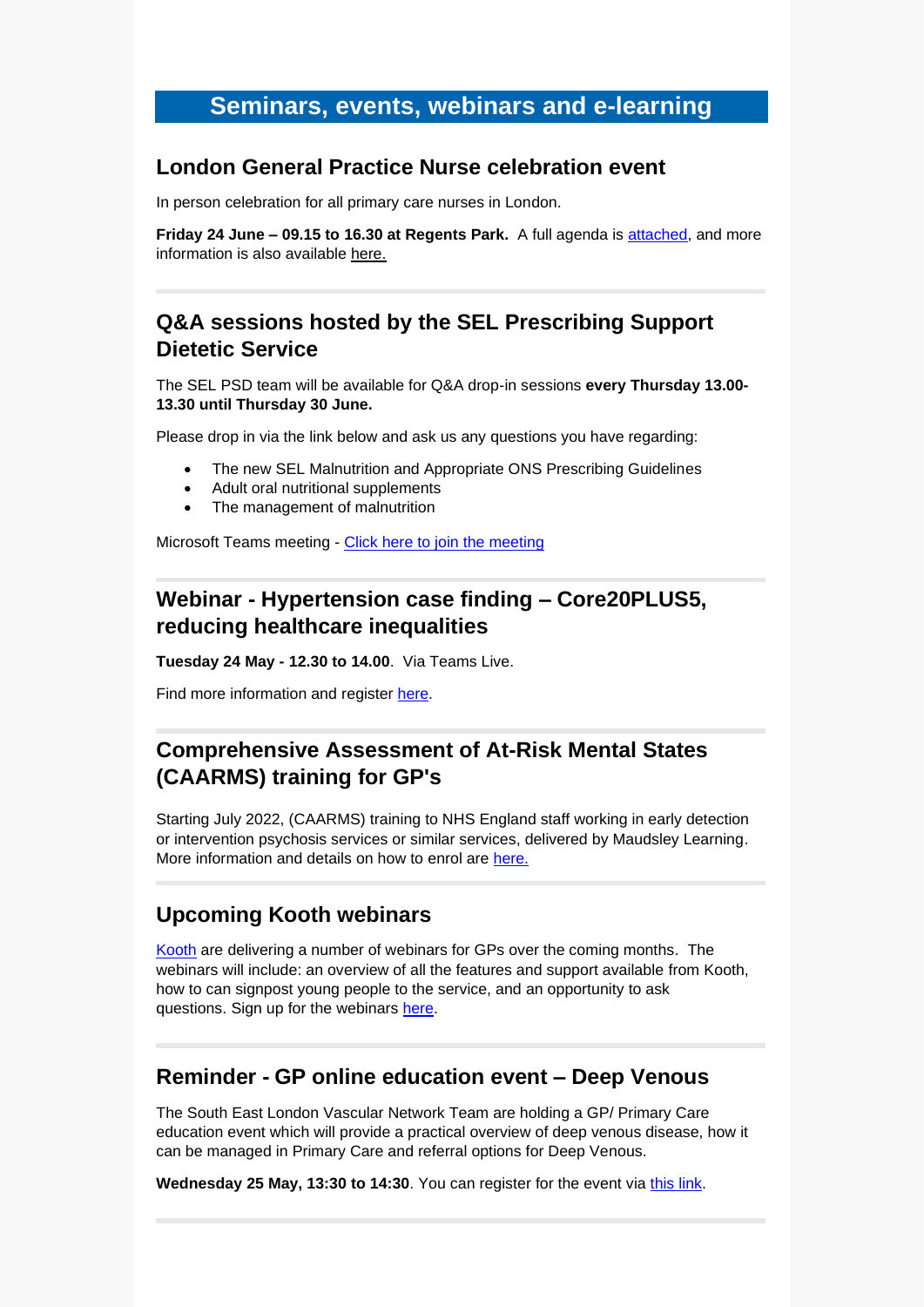# Seminars, events, webinars and e-learning

## London General Practice Nurse celebration event

In person celebration for all primary care nurses in London.

**Friday 24 June – 09.15 to 16.30 at Regents Park.** A full agenda is attached, and more information is also available here.

---

## Q&A sessions hosted by the SEL Prescribing Support Dietetic Service

The SEL PSD team will be available for Q&A drop-in sessions **every Thursday 13.00-13.30 until Thursday 30 June.**

Please drop in via the link below and ask us any questions you have regarding:

- The new SEL Malnutrition and Appropriate ONS Prescribing Guidelines
- Adult oral nutritional supplements
- The management of malnutrition

Microsoft Teams meeting - Click here to join the meeting

---

## Webinar - Hypertension case finding – Core20PLUS5, reducing healthcare inequalities

**Tuesday 24 May - 12.30 to 14.00**. Via Teams Live.

Find more information and register here.

---

## Comprehensive Assessment of At-Risk Mental States (CAARMS) training for GP's

Starting July 2022, (CAARMS) training to NHS England staff working in early detection or intervention psychosis services or similar services, delivered by Maudsley Learning. More information and details on how to enrol are here.

---

## Upcoming Kooth webinars

Kooth are delivering a number of webinars for GPs over the coming months. The webinars will include: an overview of all the features and support available from Kooth, how to can signpost young people to the service, and an opportunity to ask questions. Sign up for the webinars here.

---

## Reminder - GP online education event – Deep Venous

The South East London Vascular Network Team are holding a GP/ Primary Care education event which will provide a practical overview of deep venous disease, how it can be managed in Primary Care and referral options for Deep Venous.

**Wednesday 25 May, 13:30 to 14:30**. You can register for the event via this link.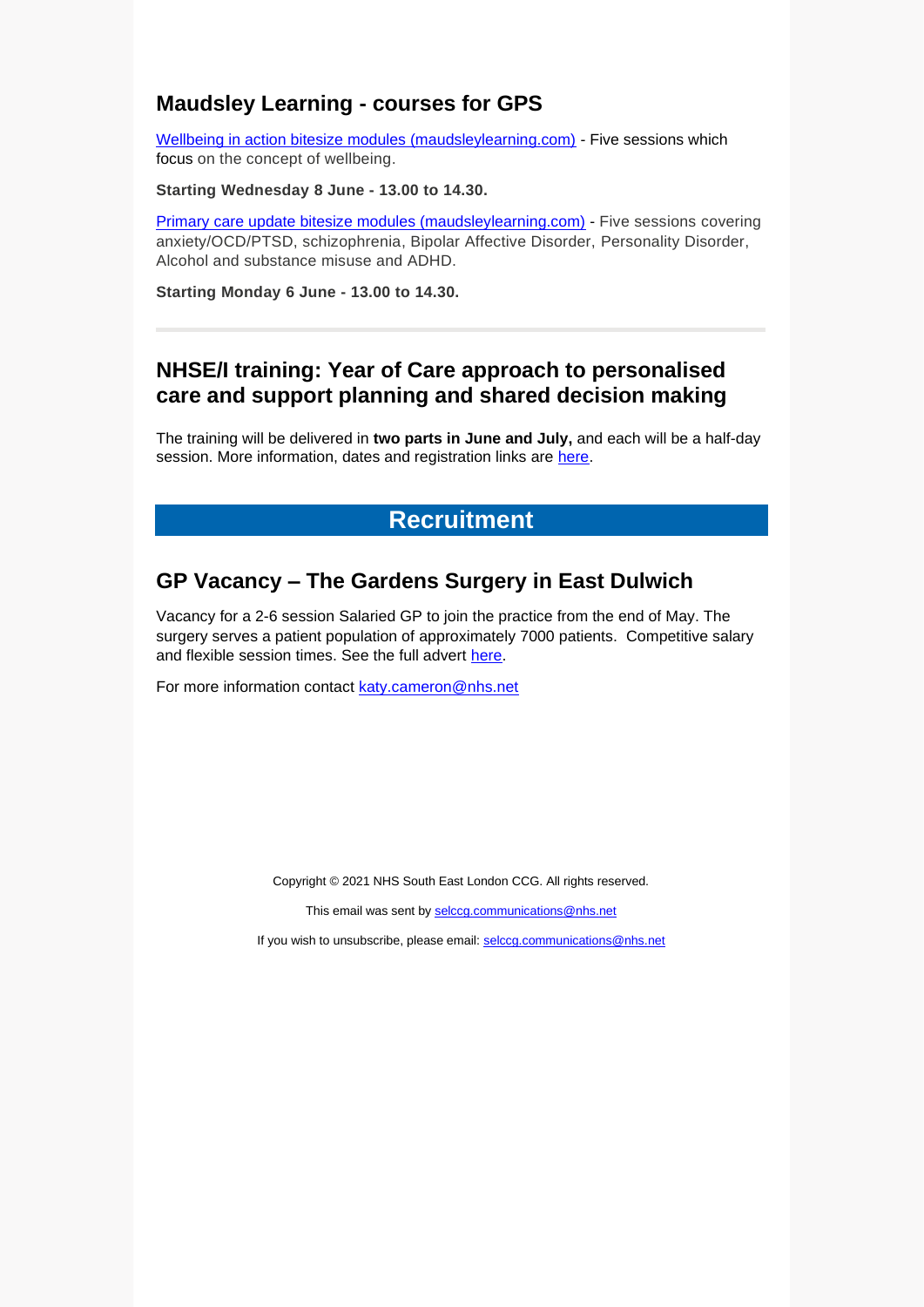## Maudsley Learning - courses for GPS

[Wellbeing in action bitesize modules (maudsleylearning.com)] - Five sessions which focus on the concept of wellbeing.

**Starting Wednesday 8 June - 13.00 to 14.30.**

[Primary care update bitesize modules (maudsleylearning.com)] - Five sessions covering anxiety/OCD/PTSD, schizophrenia, Bipolar Affective Disorder, Personality Disorder, Alcohol and substance misuse and ADHD.

**Starting Monday 6 June - 13.00 to 14.30.**

---

## NHSE/I training: Year of Care approach to personalised care and support planning and shared decision making

The training will be delivered in **two parts in June and July,** and each will be a half-day session. More information, dates and registration links are here.

# Recruitment

## GP Vacancy – The Gardens Surgery in East Dulwich

Vacancy for a 2-6 session Salaried GP to join the practice from the end of May. The surgery serves a patient population of approximately 7000 patients. Competitive salary and flexible session times. See the full advert here.

For more information contact katy.cameron@nhs.net

Copyright © 2021 NHS South East London CCG. All rights reserved.

This email was sent by selccg.communications@nhs.net

If you wish to unsubscribe, please email: selccg.communications@nhs.net